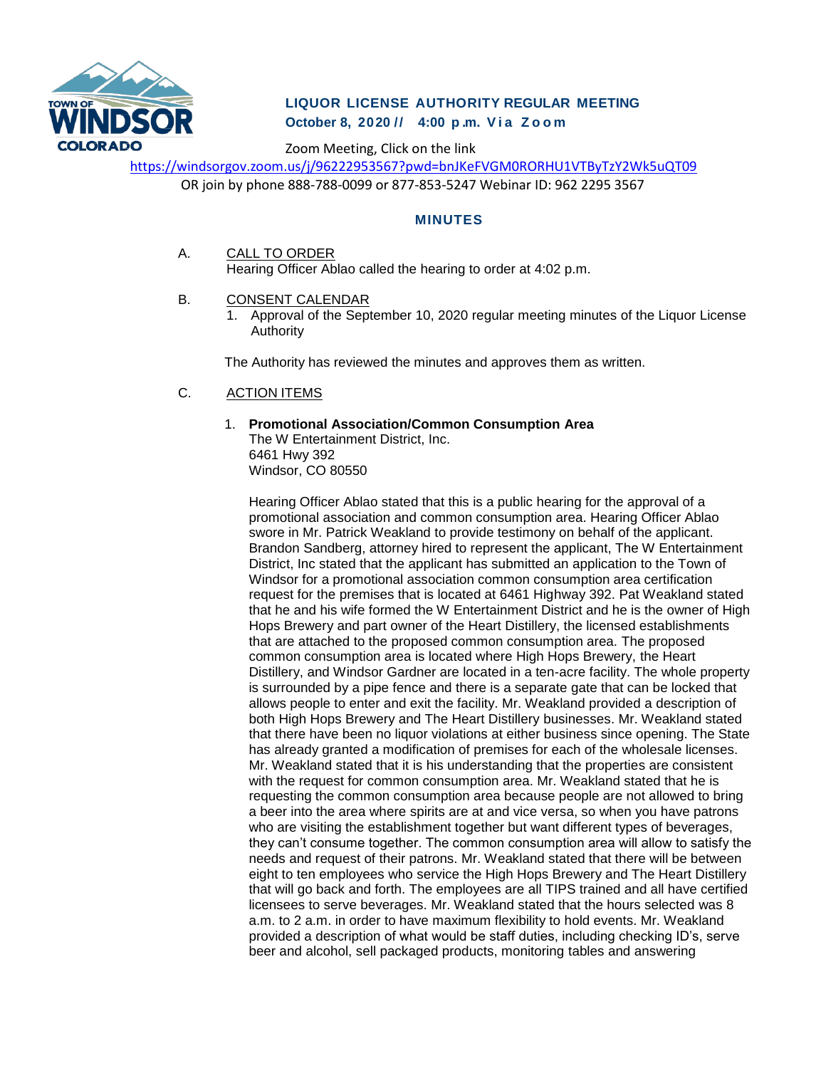TOWN OF WINDSOR COLORADO

## LIQUOR LICENSE AUTHORITY REGULAR MEETING

**October 8, 2020 // 4:00 p.m. Via Zoom**

Zoom Meeting, Click on the link

https://windsorgov.zoom.us/j/96222953567?pwd=bnJKeFVGM0RORHU1VTByTzY2Wk5uQT09

OR join by phone 888-788-0099 or 877-853-5247 Webinar ID: 962 2295 3567

### MINUTES

A. CALL TO ORDER

Hearing Officer Ablao called the hearing to order at 4:02 p.m.

B. CONSENT CALENDAR

1. Approval of the September 10, 2020 regular meeting minutes of the Liquor License Authority

The Authority has reviewed the minutes and approves them as written.

C. ACTION ITEMS

1. **Promotional Association/Common Consumption Area**

The W Entertainment District, Inc.
6461 Hwy 392
Windsor, CO 80550

Hearing Officer Ablao stated that this is a public hearing for the approval of a promotional association and common consumption area. Hearing Officer Ablao swore in Mr. Patrick Weakland to provide testimony on behalf of the applicant. Brandon Sandberg, attorney hired to represent the applicant, The W Entertainment District, Inc stated that the applicant has submitted an application to the Town of Windsor for a promotional association common consumption area certification request for the premises that is located at 6461 Highway 392. Pat Weakland stated that he and his wife formed the W Entertainment District and he is the owner of High Hops Brewery and part owner of the Heart Distillery, the licensed establishments that are attached to the proposed common consumption area. The proposed common consumption area is located where High Hops Brewery, the Heart Distillery, and Windsor Gardner are located in a ten-acre facility. The whole property is surrounded by a pipe fence and there is a separate gate that can be locked that allows people to enter and exit the facility. Mr. Weakland provided a description of both High Hops Brewery and The Heart Distillery businesses. Mr. Weakland stated that there have been no liquor violations at either business since opening. The State has already granted a modification of premises for each of the wholesale licenses. Mr. Weakland stated that it is his understanding that the properties are consistent with the request for common consumption area. Mr. Weakland stated that he is requesting the common consumption area because people are not allowed to bring a beer into the area where spirits are at and vice versa, so when you have patrons who are visiting the establishment together but want different types of beverages, they can't consume together. The common consumption area will allow to satisfy the needs and request of their patrons. Mr. Weakland stated that there will be between eight to ten employees who service the High Hops Brewery and The Heart Distillery that will go back and forth. The employees are all TIPS trained and all have certified licensees to serve beverages. Mr. Weakland stated that the hours selected was 8 a.m. to 2 a.m. in order to have maximum flexibility to hold events. Mr. Weakland provided a description of what would be staff duties, including checking ID's, serve beer and alcohol, sell packaged products, monitoring tables and answering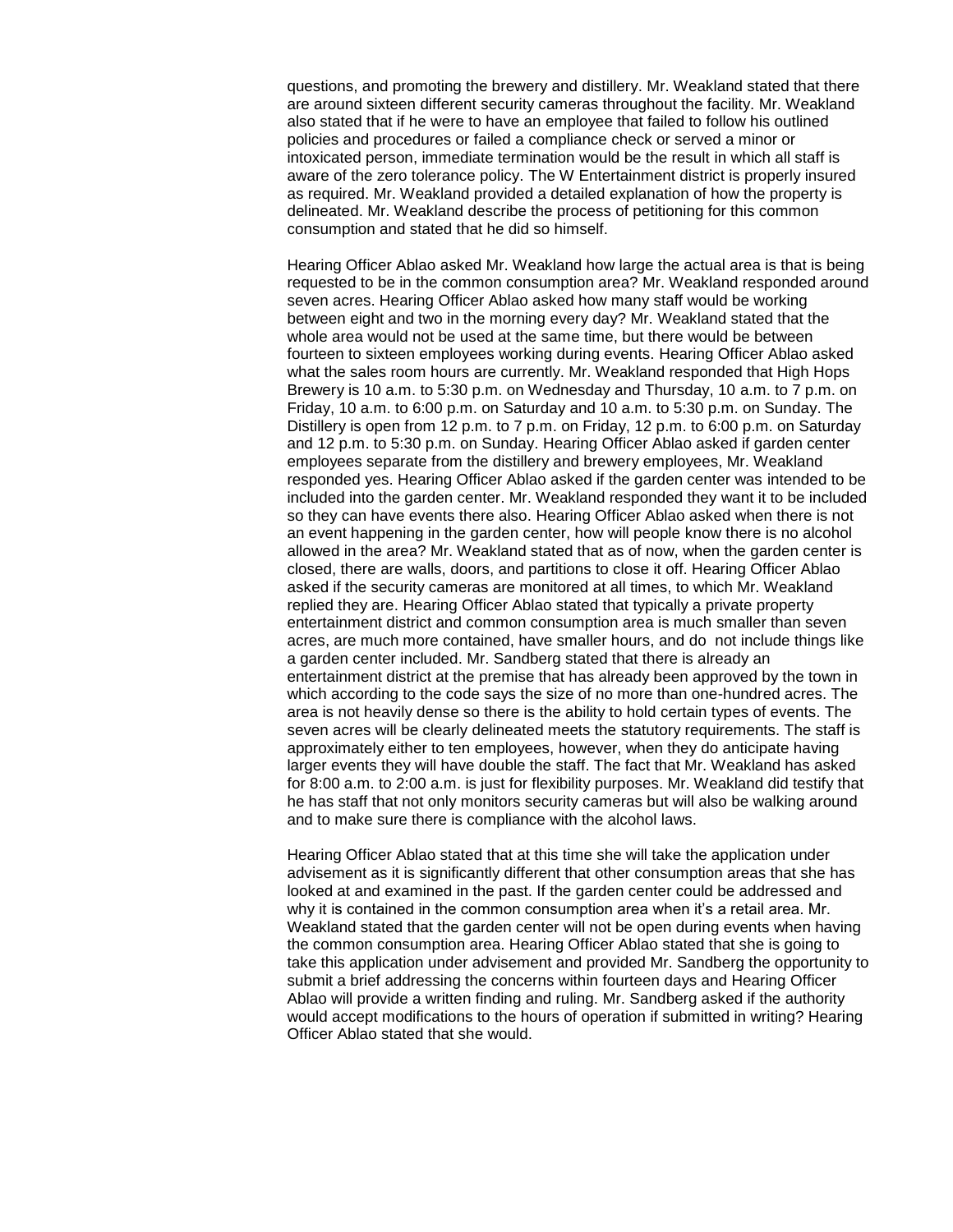questions, and promoting the brewery and distillery. Mr. Weakland stated that there are around sixteen different security cameras throughout the facility. Mr. Weakland also stated that if he were to have an employee that failed to follow his outlined policies and procedures or failed a compliance check or served a minor or intoxicated person, immediate termination would be the result in which all staff is aware of the zero tolerance policy. The W Entertainment district is properly insured as required. Mr. Weakland provided a detailed explanation of how the property is delineated. Mr. Weakland describe the process of petitioning for this common consumption and stated that he did so himself.

Hearing Officer Ablao asked Mr. Weakland how large the actual area is that is being requested to be in the common consumption area? Mr. Weakland responded around seven acres. Hearing Officer Ablao asked how many staff would be working between eight and two in the morning every day? Mr. Weakland stated that the whole area would not be used at the same time, but there would be between fourteen to sixteen employees working during events. Hearing Officer Ablao asked what the sales room hours are currently. Mr. Weakland responded that High Hops Brewery is 10 a.m. to 5:30 p.m. on Wednesday and Thursday, 10 a.m. to 7 p.m. on Friday, 10 a.m. to 6:00 p.m. on Saturday and 10 a.m. to 5:30 p.m. on Sunday. The Distillery is open from 12 p.m. to 7 p.m. on Friday, 12 p.m. to 6:00 p.m. on Saturday and 12 p.m. to 5:30 p.m. on Sunday. Hearing Officer Ablao asked if garden center employees separate from the distillery and brewery employees, Mr. Weakland responded yes. Hearing Officer Ablao asked if the garden center was intended to be included into the garden center. Mr. Weakland responded they want it to be included so they can have events there also. Hearing Officer Ablao asked when there is not an event happening in the garden center, how will people know there is no alcohol allowed in the area? Mr. Weakland stated that as of now, when the garden center is closed, there are walls, doors, and partitions to close it off. Hearing Officer Ablao asked if the security cameras are monitored at all times, to which Mr. Weakland replied they are. Hearing Officer Ablao stated that typically a private property entertainment district and common consumption area is much smaller than seven acres, are much more contained, have smaller hours, and do not include things like a garden center included. Mr. Sandberg stated that there is already an entertainment district at the premise that has already been approved by the town in which according to the code says the size of no more than one-hundred acres. The area is not heavily dense so there is the ability to hold certain types of events. The seven acres will be clearly delineated meets the statutory requirements. The staff is approximately either to ten employees, however, when they do anticipate having larger events they will have double the staff. The fact that Mr. Weakland has asked for 8:00 a.m. to 2:00 a.m. is just for flexibility purposes. Mr. Weakland did testify that he has staff that not only monitors security cameras but will also be walking around and to make sure there is compliance with the alcohol laws.

Hearing Officer Ablao stated that at this time she will take the application under advisement as it is significantly different that other consumption areas that she has looked at and examined in the past. If the garden center could be addressed and why it is contained in the common consumption area when it's a retail area. Mr. Weakland stated that the garden center will not be open during events when having the common consumption area. Hearing Officer Ablao stated that she is going to take this application under advisement and provided Mr. Sandberg the opportunity to submit a brief addressing the concerns within fourteen days and Hearing Officer Ablao will provide a written finding and ruling. Mr. Sandberg asked if the authority would accept modifications to the hours of operation if submitted in writing? Hearing Officer Ablao stated that she would.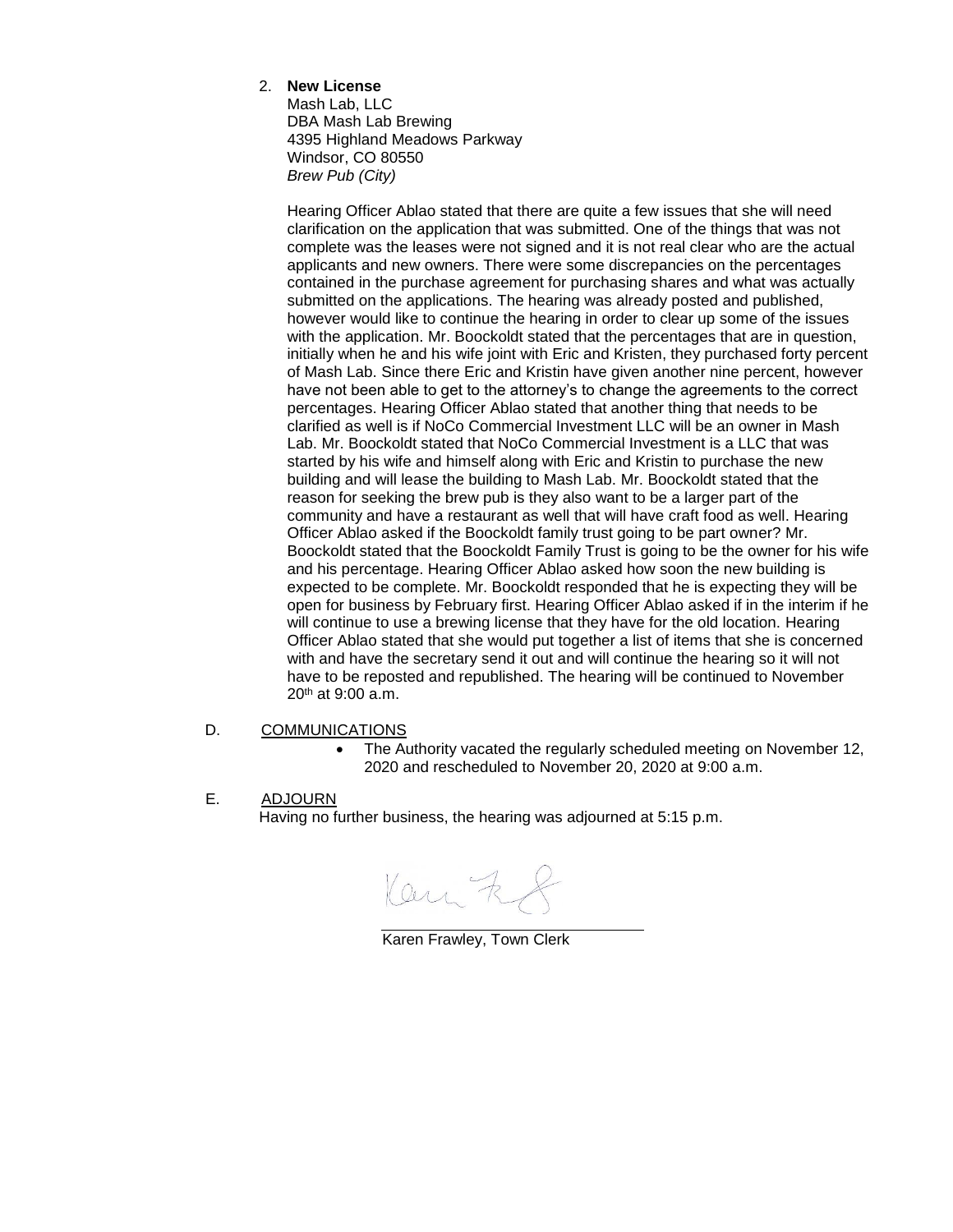2. **New License**
   Mash Lab, LLC
   DBA Mash Lab Brewing
   4395 Highland Meadows Parkway
   Windsor, CO 80550
   *Brew Pub (City)*

   Hearing Officer Ablao stated that there are quite a few issues that she will need clarification on the application that was submitted. One of the things that was not complete was the leases were not signed and it is not real clear who are the actual applicants and new owners. There were some discrepancies on the percentages contained in the purchase agreement for purchasing shares and what was actually submitted on the applications. The hearing was already posted and published, however would like to continue the hearing in order to clear up some of the issues with the application. Mr. Boockoldt stated that the percentages that are in question, initially when he and his wife joint with Eric and Kristen, they purchased forty percent of Mash Lab. Since there Eric and Kristin have given another nine percent, however have not been able to get to the attorney's to change the agreements to the correct percentages. Hearing Officer Ablao stated that another thing that needs to be clarified as well is if NoCo Commercial Investment LLC will be an owner in Mash Lab. Mr. Boockoldt stated that NoCo Commercial Investment is a LLC that was started by his wife and himself along with Eric and Kristin to purchase the new building and will lease the building to Mash Lab. Mr. Boockoldt stated that the reason for seeking the brew pub is they also want to be a larger part of the community and have a restaurant as well that will have craft food as well. Hearing Officer Ablao asked if the Boockoldt family trust going to be part owner? Mr. Boockoldt stated that the Boockoldt Family Trust is going to be the owner for his wife and his percentage. Hearing Officer Ablao asked how soon the new building is expected to be complete. Mr. Boockoldt responded that he is expecting they will be open for business by February first. Hearing Officer Ablao asked if in the interim if he will continue to use a brewing license that they have for the old location. Hearing Officer Ablao stated that she would put together a list of items that she is concerned with and have the secretary send it out and will continue the hearing so it will not have to be reposted and republished. The hearing will be continued to November 20th at 9:00 a.m.

D. COMMUNICATIONS

- The Authority vacated the regularly scheduled meeting on November 12, 2020 and rescheduled to November 20, 2020 at 9:00 a.m.

E. ADJOURN

Having no further business, the hearing was adjourned at 5:15 p.m.

Karen Frawley, Town Clerk